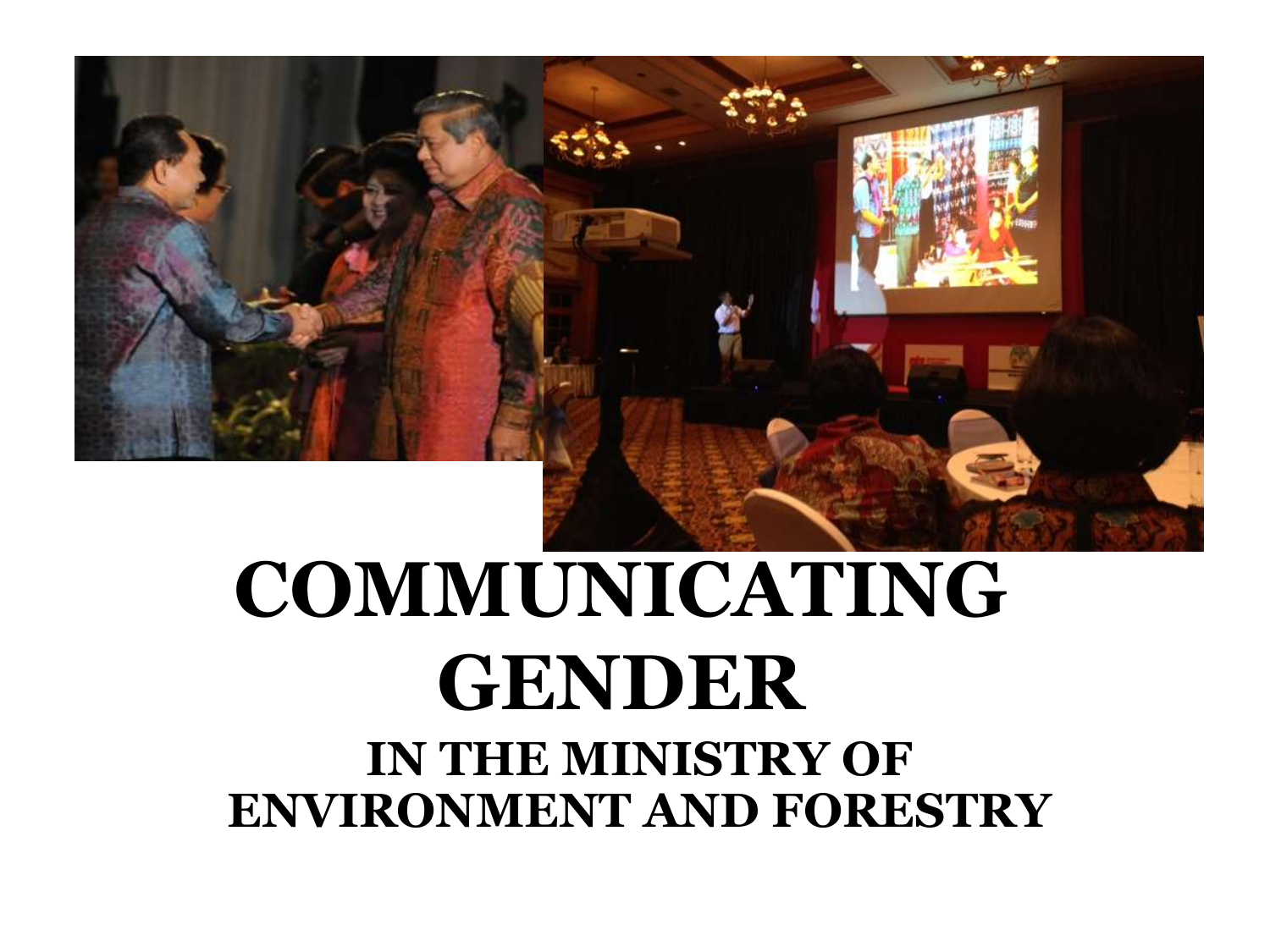# COMMUNICATING GENDER

## IN THE MINISTRY OF ENVIRONMENT AND FORESTRY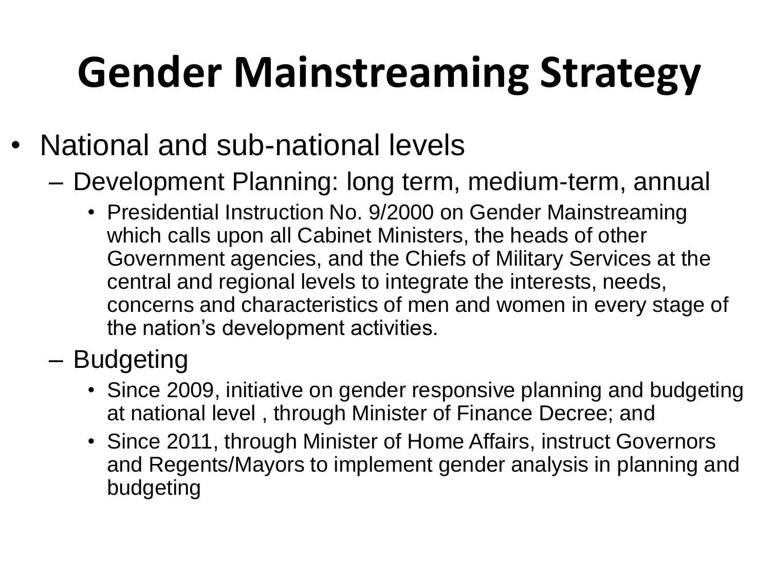# Gender Mainstreaming Strategy

- National and sub-national levels
  - Development Planning: long term, medium-term, annual
    - Presidential Instruction No. 9/2000 on Gender Mainstreaming which calls upon all Cabinet Ministers, the heads of other Government agencies, and the Chiefs of Military Services at the central and regional levels to integrate the interests, needs, concerns and characteristics of men and women in every stage of the nation's development activities.
  - Budgeting
    - Since 2009, initiative on gender responsive planning and budgeting at national level , through Minister of Finance Decree; and
    - Since 2011, through Minister of Home Affairs, instruct Governors and Regents/Mayors to implement gender analysis in planning and budgeting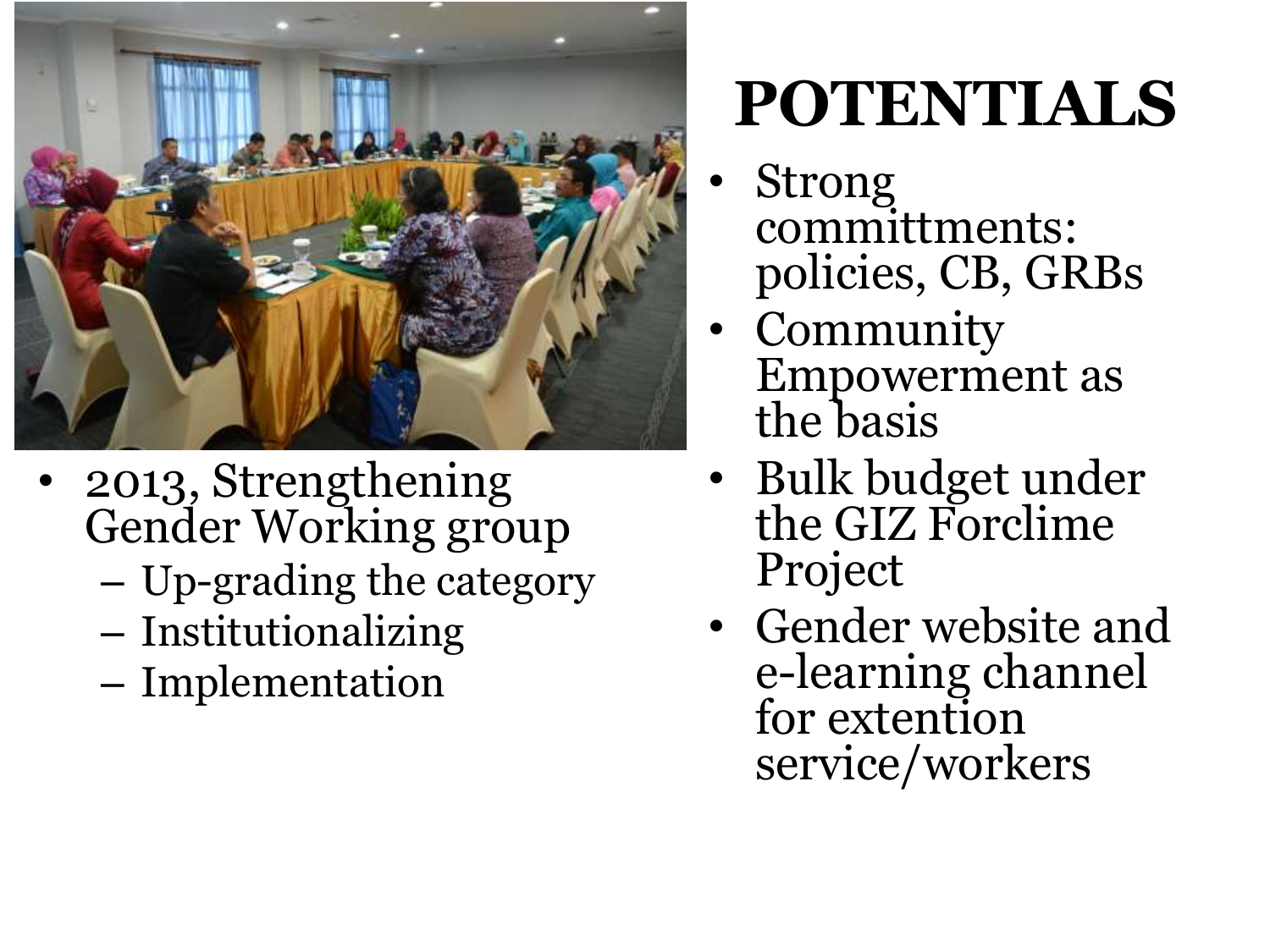# POTENTIALS

- 2013, Strengthening Gender Working group
  - Up-grading the category
  - Institutionalizing
  - Implementation

- Strong committments: policies, CB, GRBs
- Community Empowerment as the basis
- Bulk budget under the GIZ Forclime Project
- Gender website and e-learning channel for extention service/workers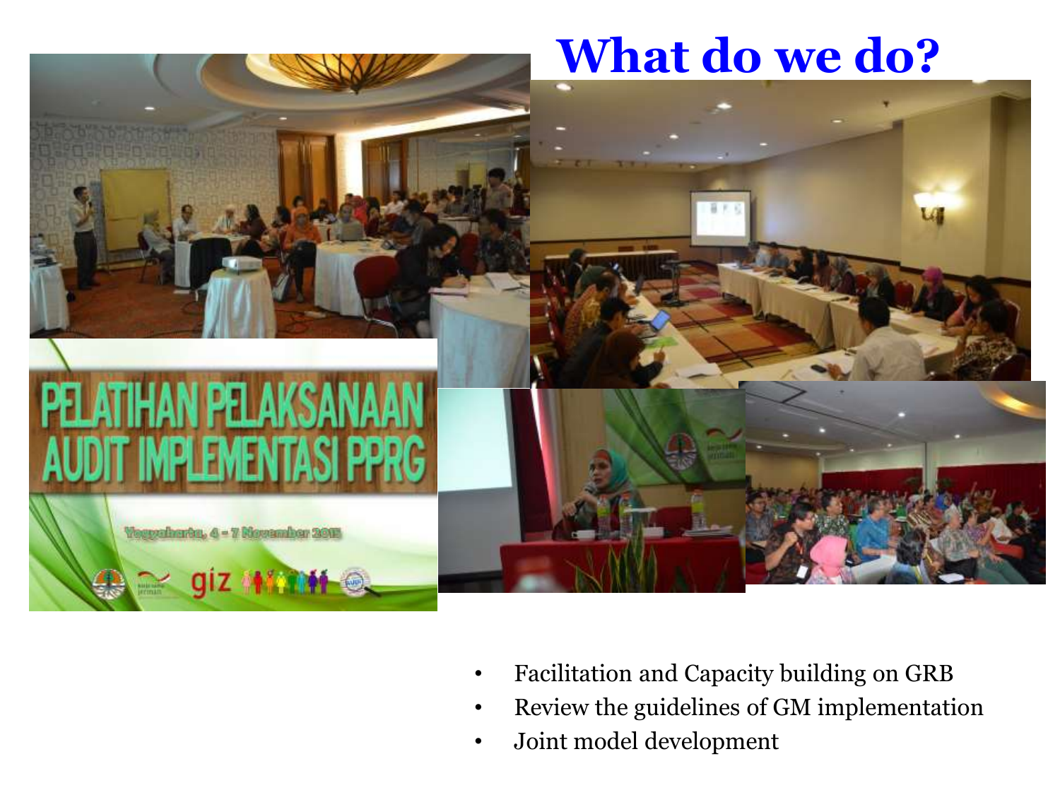# What do we do?

- Facilitation and Capacity building on GRB
- Review the guidelines of GM implementation
- Joint model development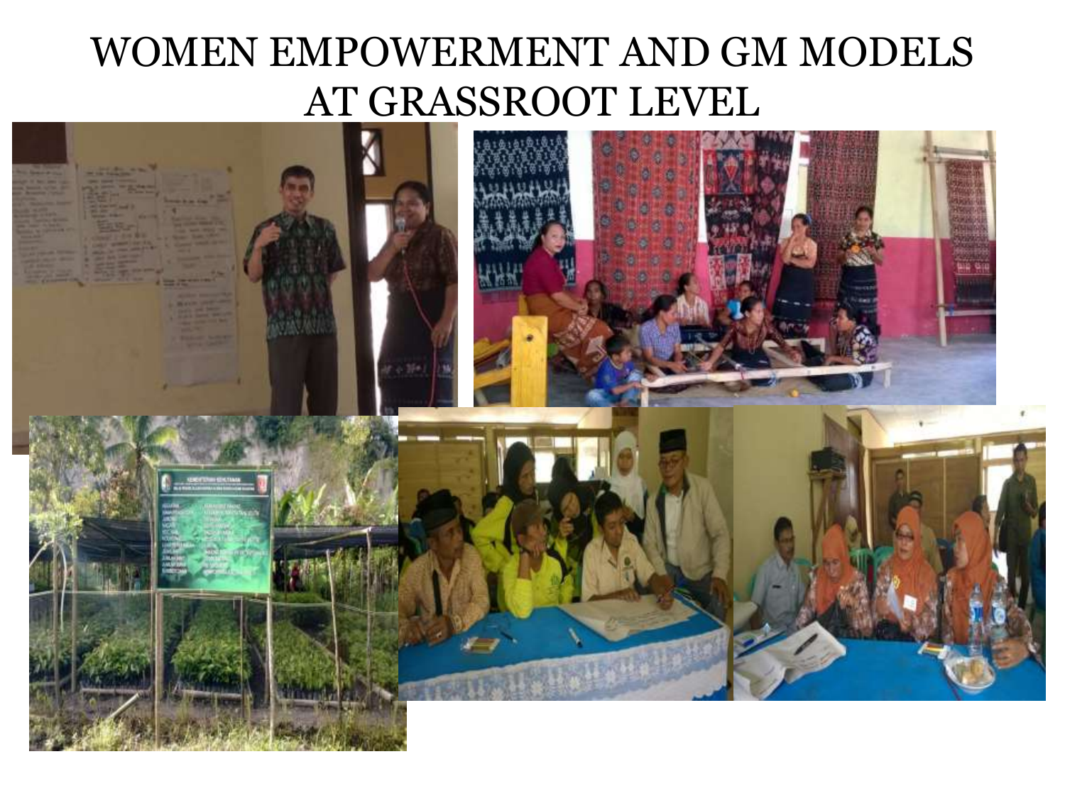# WOMEN EMPOWERMENT AND GM MODELS AT GRASSROOT LEVEL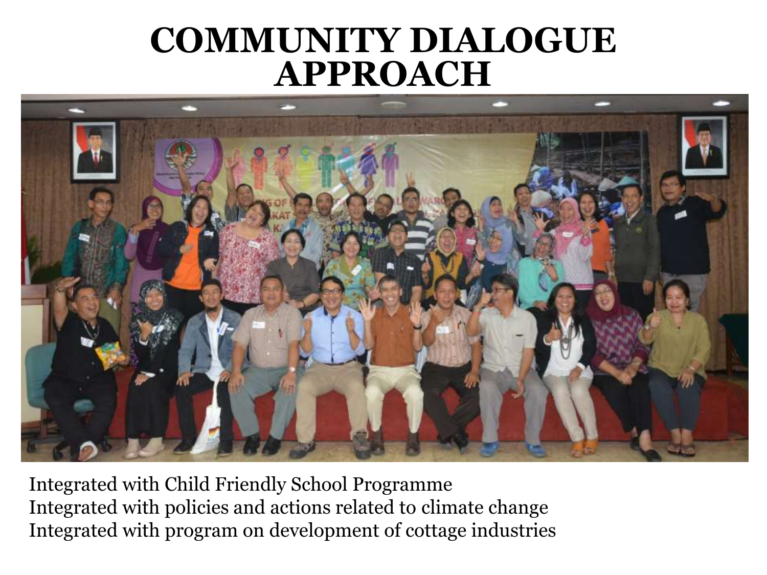# COMMUNITY DIALOGUE APPROACH

Integrated with Child Friendly School Programme
Integrated with policies and actions related to climate change
Integrated with program on development of cottage industries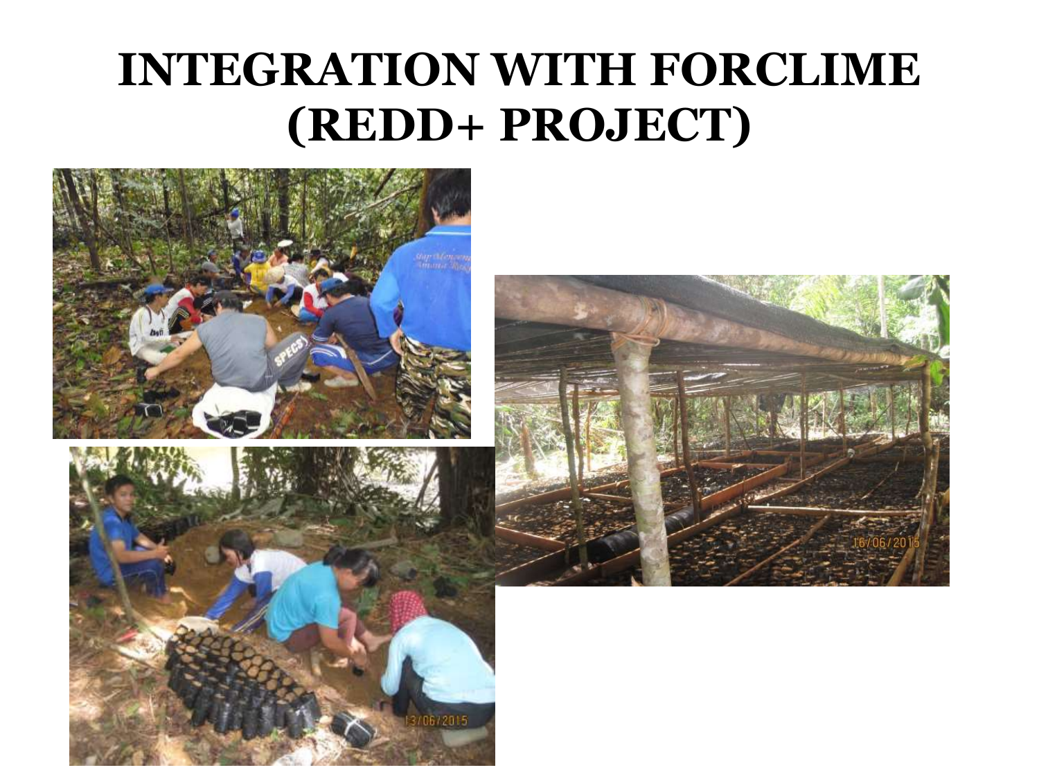# INTEGRATION WITH FORCLIME (REDD+ PROJECT)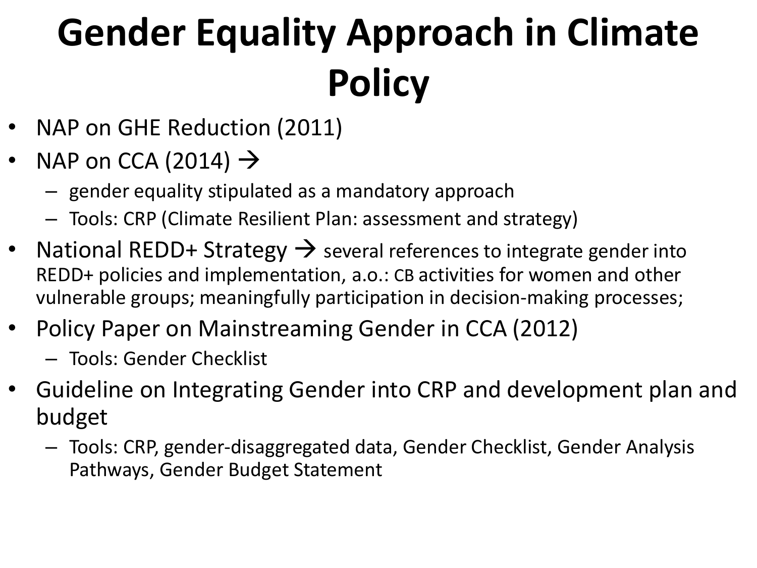# Gender Equality Approach in Climate Policy

- NAP on GHE Reduction (2011)
- NAP on CCA (2014) →
  - gender equality stipulated as a mandatory approach
  - Tools: CRP (Climate Resilient Plan: assessment and strategy)
- National REDD+ Strategy → several references to integrate gender into REDD+ policies and implementation, a.o.: CB activities for women and other vulnerable groups; meaningfully participation in decision-making processes;
- Policy Paper on Mainstreaming Gender in CCA (2012)
  - Tools: Gender Checklist
- Guideline on Integrating Gender into CRP and development plan and budget
  - Tools: CRP, gender-disaggregated data, Gender Checklist, Gender Analysis Pathways, Gender Budget Statement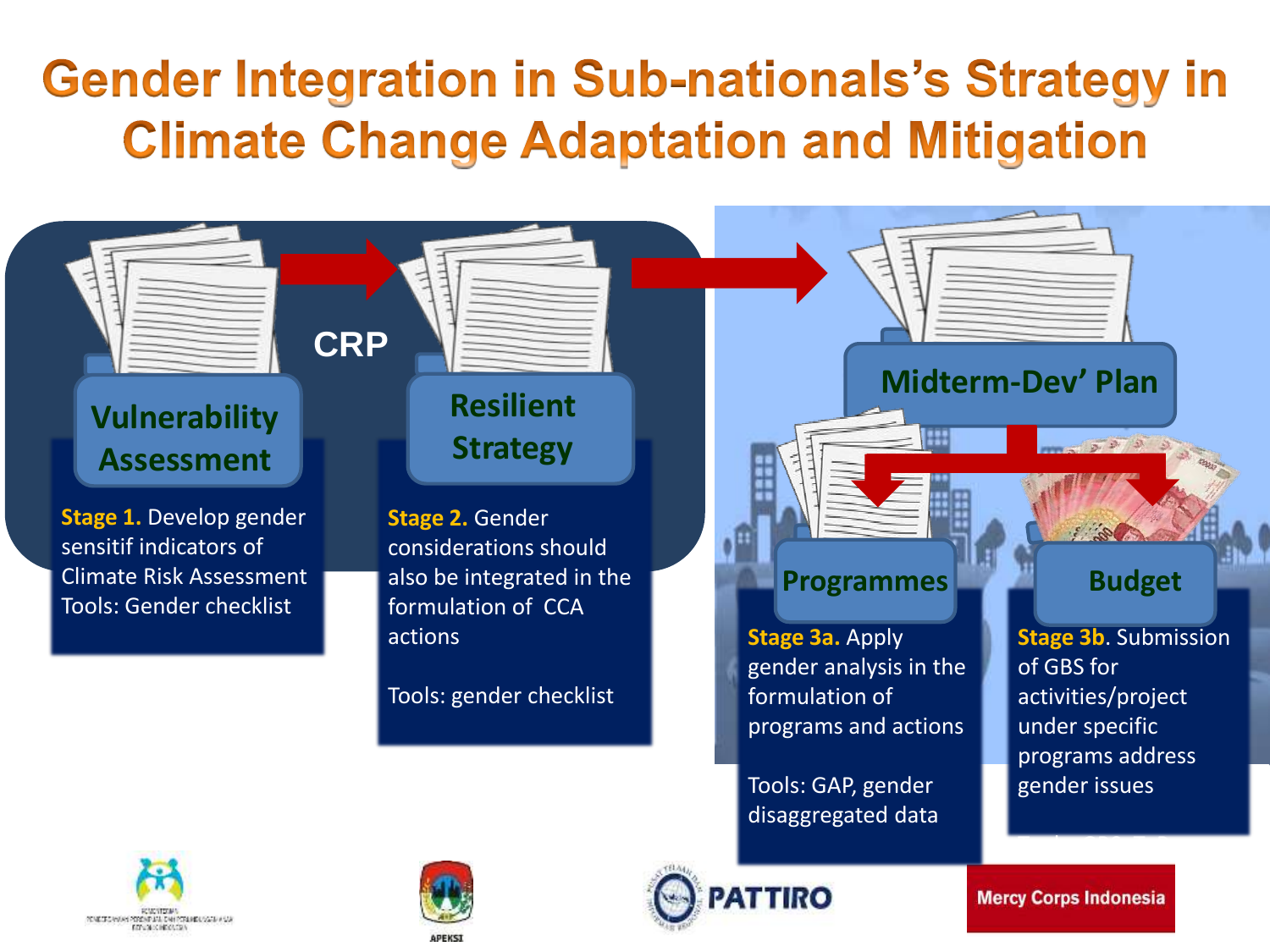# Gender Integration in Sub-nationals's Strategy in Climate Change Adaptation and Mitigation

CRP

**Vulnerability Assessment**

**Stage 1.** Develop gender sensitif indicators of Climate Risk Assessment Tools: Gender checklist

**Resilient Strategy**

**Stage 2.** Gender considerations should also be integrated in the formulation of CCA actions

Tools: gender checklist

**Midterm-Dev' Plan**

**Programmes**

**Stage 3a.** Apply gender analysis in the formulation of programs and actions

Tools: GAP, gender disaggregated data

**Budget**

**Stage 3b.** Submission of GBS for activities/project under specific programs address gender issues

APEKSI

PATTIRO

Mercy Corps Indonesia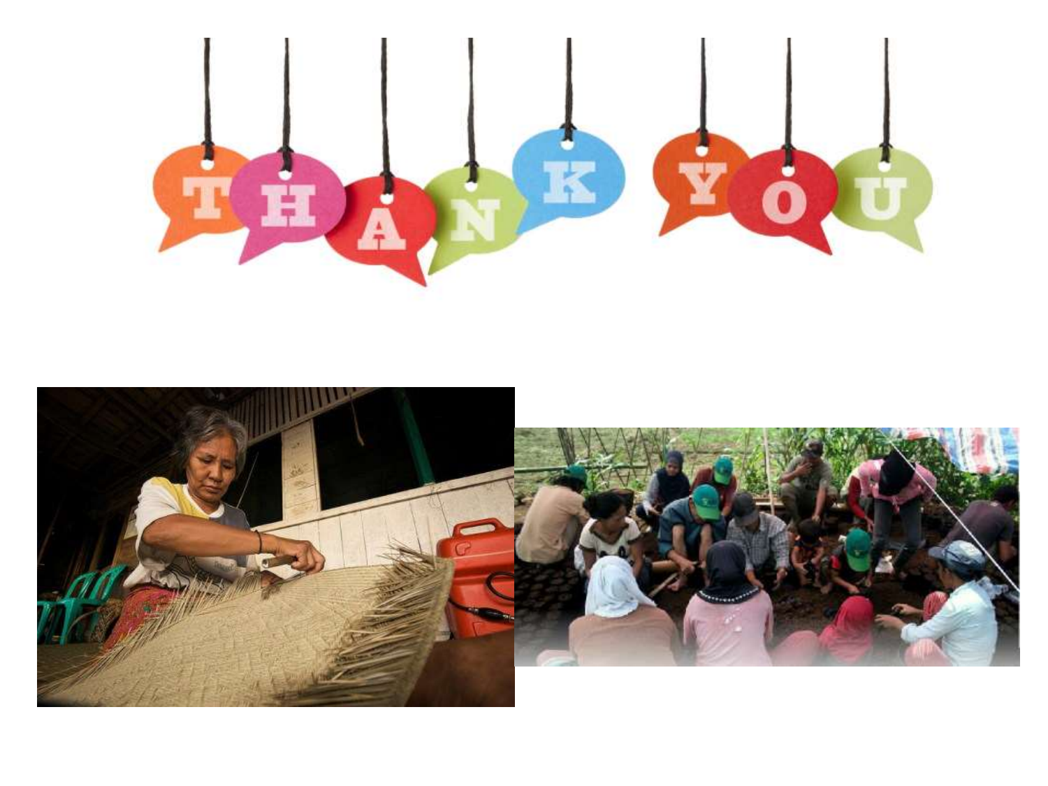THANK YOU